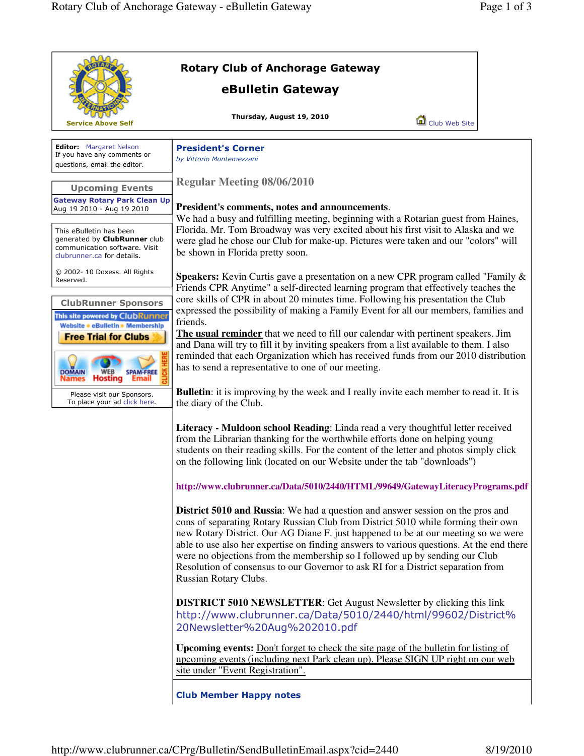# Rotary Club of Anchorage Gateway

## eBulletin Gateway

Service Above Self

**Thursday, August 19, 2010**

Club Web Site

**Editor:** Margaret Nelson
If you have any comments or questions, email the editor.

### Upcoming Events

**Gateway Rotary Park Clean Up**
Aug 19 2010 - Aug 19 2010

This eBulletin has been generated by **ClubRunner** club communication software. Visit clubrunner.ca for details.

© 2002- 10 Doxess. All Rights Reserved.

### ClubRunner Sponsors

This site powered by ClubRunner
Website • eBulletin • Membership
Free Trial for Clubs

DOMAIN Names | WEB Hosting | SPAM-FREE Email | CLICK HERE

Please visit our Sponsors.
To place your ad click here.

## President's Corner

*by Vittorio Montemezzani*

### Regular Meeting 08/06/2010

**President's comments, notes and announcements**.
We had a busy and fulfilling meeting, beginning with a Rotarian guest from Haines, Florida. Mr. Tom Broadway was very excited about his first visit to Alaska and we were glad he chose our Club for make-up. Pictures were taken and our "colors" will be shown in Florida pretty soon.

**Speakers:** Kevin Curtis gave a presentation on a new CPR program called "Family & Friends CPR Anytime" a self-directed learning program that effectively teaches the core skills of CPR in about 20 minutes time. Following his presentation the Club expressed the possibility of making a Family Event for all our members, families and friends.
**The usual reminder** that we need to fill our calendar with pertinent speakers. Jim and Dana will try to fill it by inviting speakers from a list available to them. I also reminded that each Organization which has received funds from our 2010 distribution has to send a representative to one of our meeting.

**Bulletin**: it is improving by the week and I really invite each member to read it. It is the diary of the Club.

**Literacy - Muldoon school Reading**: Linda read a very thoughtful letter received from the Librarian thanking for the worthwhile efforts done on helping young students on their reading skills. For the content of the letter and photos simply click on the following link (located on our Website under the tab "downloads")

**http://www.clubrunner.ca/Data/5010/2440/HTML/99649/GatewayLiteracyPrograms.pdf**

**District 5010 and Russia**: We had a question and answer session on the pros and cons of separating Rotary Russian Club from District 5010 while forming their own new Rotary District. Our AG Diane F. just happened to be at our meeting so we were able to use also her expertise on finding answers to various questions. At the end there were no objections from the membership so I followed up by sending our Club Resolution of consensus to our Governor to ask RI for a District separation from Russian Rotary Clubs.

**DISTRICT 5010 NEWSLETTER**: Get August Newsletter by clicking this link http://www.clubrunner.ca/Data/5010/2440/html/99602/District%20Newsletter%20Aug%202010.pdf

**Upcoming events:** Don't forget to check the site page of the bulletin for listing of upcoming events (including next Park clean up). Please SIGN UP right on our web site under "Event Registration".

## Club Member Happy notes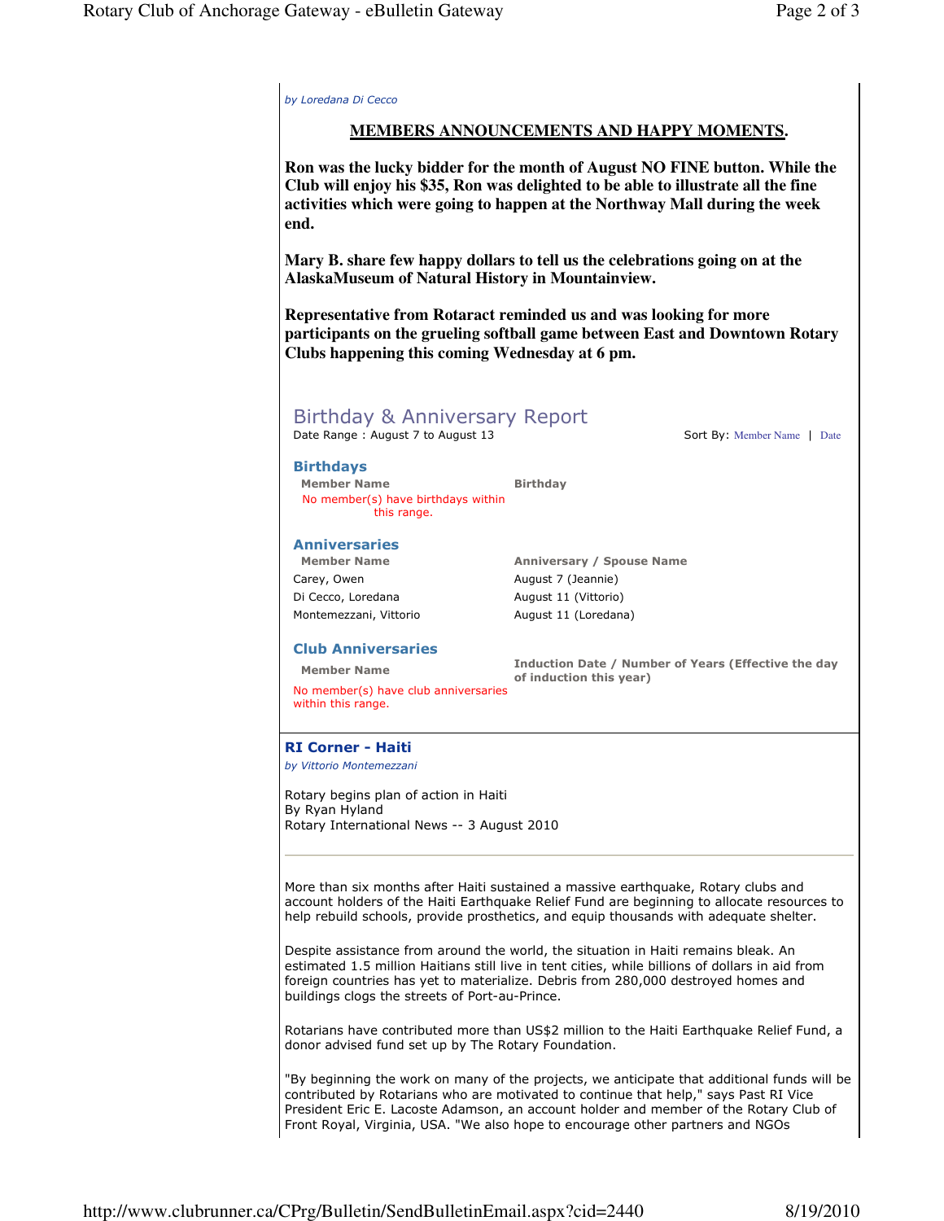*by Loredana Di Cecco*

**MEMBERS ANNOUNCEMENTS AND HAPPY MOMENTS.**

**Ron was the lucky bidder for the month of August NO FINE button. While the Club will enjoy his $35, Ron was delighted to be able to illustrate all the fine activities which were going to happen at the Northway Mall during the week end.**

**Mary B. share few happy dollars to tell us the celebrations going on at the AlaskaMuseum of Natural History in Mountainview.**

**Representative from Rotaract reminded us and was looking for more participants on the grueling softball game between East and Downtown Rotary Clubs happening this coming Wednesday at 6 pm.**

## Birthday & Anniversary Report

Date Range : August 7 to August 13

Sort By: Member Name | Date

### Birthdays

| Member Name | Birthday |
|---|---|
| No member(s) have birthdays within this range. | |

### Anniversaries

| Member Name | Anniversary / Spouse Name |
|---|---|
| Carey, Owen | August 7 (Jeannie) |
| Di Cecco, Loredana | August 11 (Vittorio) |
| Montemezzani, Vittorio | August 11 (Loredana) |

### Club Anniversaries

| Member Name | Induction Date / Number of Years (Effective the day of induction this year) |
|---|---|
| No member(s) have club anniversaries within this range. | |

## RI Corner - Haiti

*by Vittorio Montemezzani*

Rotary begins plan of action in Haiti
By Ryan Hyland
Rotary International News -- 3 August 2010

---

More than six months after Haiti sustained a massive earthquake, Rotary clubs and account holders of the Haiti Earthquake Relief Fund are beginning to allocate resources to help rebuild schools, provide prosthetics, and equip thousands with adequate shelter.

Despite assistance from around the world, the situation in Haiti remains bleak. An estimated 1.5 million Haitians still live in tent cities, while billions of dollars in aid from foreign countries has yet to materialize. Debris from 280,000 destroyed homes and buildings clogs the streets of Port-au-Prince.

Rotarians have contributed more than US$2 million to the Haiti Earthquake Relief Fund, a donor advised fund set up by The Rotary Foundation.

"By beginning the work on many of the projects, we anticipate that additional funds will be contributed by Rotarians who are motivated to continue that help," says Past RI Vice President Eric E. Lacoste Adamson, an account holder and member of the Rotary Club of Front Royal, Virginia, USA. "We also hope to encourage other partners and NGOs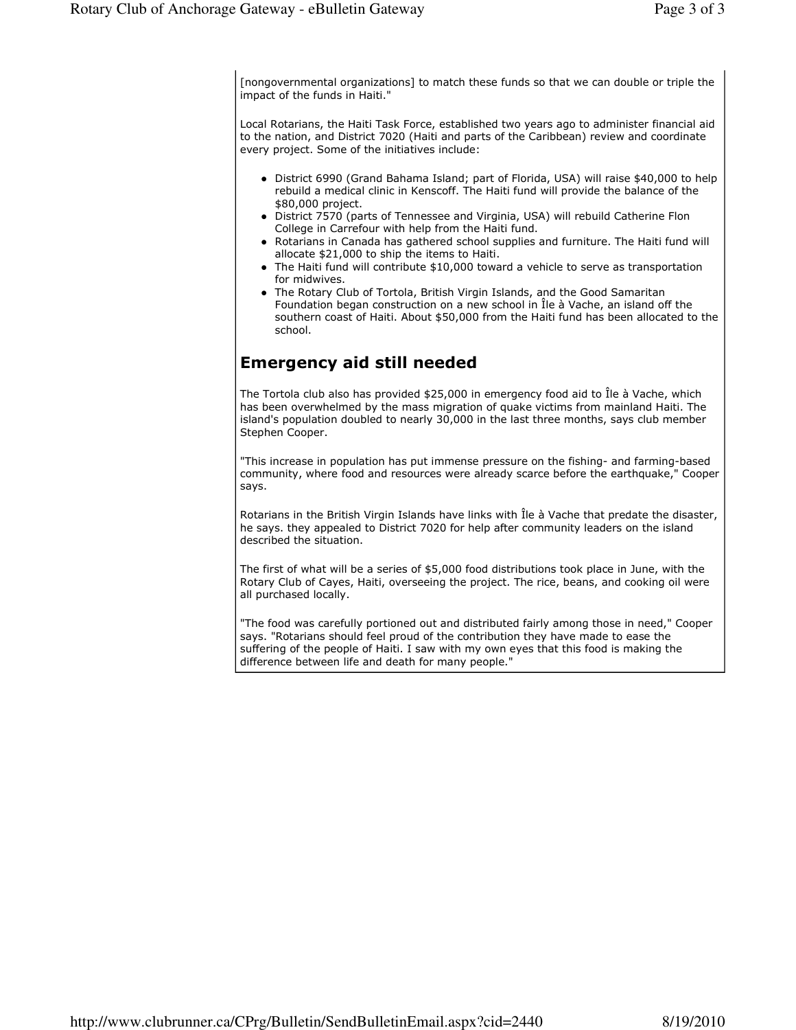[nongovernmental organizations] to match these funds so that we can double or triple the impact of the funds in Haiti."

Local Rotarians, the Haiti Task Force, established two years ago to administer financial aid to the nation, and District 7020 (Haiti and parts of the Caribbean) review and coordinate every project. Some of the initiatives include:

- District 6990 (Grand Bahama Island; part of Florida, USA) will raise $40,000 to help rebuild a medical clinic in Kenscoff. The Haiti fund will provide the balance of the $80,000 project.
- District 7570 (parts of Tennessee and Virginia, USA) will rebuild Catherine Flon College in Carrefour with help from the Haiti fund.
- Rotarians in Canada has gathered school supplies and furniture. The Haiti fund will allocate $21,000 to ship the items to Haiti.
- The Haiti fund will contribute $10,000 toward a vehicle to serve as transportation for midwives.
- The Rotary Club of Tortola, British Virgin Islands, and the Good Samaritan Foundation began construction on a new school in Île à Vache, an island off the southern coast of Haiti. About $50,000 from the Haiti fund has been allocated to the school.

## Emergency aid still needed

The Tortola club also has provided $25,000 in emergency food aid to Île à Vache, which has been overwhelmed by the mass migration of quake victims from mainland Haiti. The island's population doubled to nearly 30,000 in the last three months, says club member Stephen Cooper.

"This increase in population has put immense pressure on the fishing- and farming-based community, where food and resources were already scarce before the earthquake," Cooper says.

Rotarians in the British Virgin Islands have links with Île à Vache that predate the disaster, he says. they appealed to District 7020 for help after community leaders on the island described the situation.

The first of what will be a series of $5,000 food distributions took place in June, with the Rotary Club of Cayes, Haiti, overseeing the project. The rice, beans, and cooking oil were all purchased locally.

"The food was carefully portioned out and distributed fairly among those in need," Cooper says. "Rotarians should feel proud of the contribution they have made to ease the suffering of the people of Haiti. I saw with my own eyes that this food is making the difference between life and death for many people."